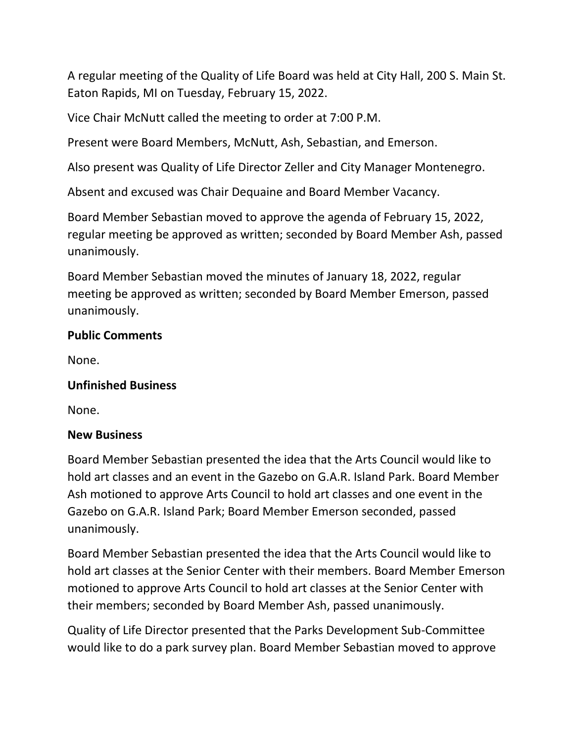A regular meeting of the Quality of Life Board was held at City Hall, 200 S. Main St. Eaton Rapids, MI on Tuesday, February 15, 2022.

Vice Chair McNutt called the meeting to order at 7:00 P.M.

Present were Board Members, McNutt, Ash, Sebastian, and Emerson.

Also present was Quality of Life Director Zeller and City Manager Montenegro.

Absent and excused was Chair Dequaine and Board Member Vacancy.

Board Member Sebastian moved to approve the agenda of February 15, 2022, regular meeting be approved as written; seconded by Board Member Ash, passed unanimously.

Board Member Sebastian moved the minutes of January 18, 2022, regular meeting be approved as written; seconded by Board Member Emerson, passed unanimously.

**Public Comments**

None.

**Unfinished Business**

None.

**New Business**

Board Member Sebastian presented the idea that the Arts Council would like to hold art classes and an event in the Gazebo on G.A.R. Island Park. Board Member Ash motioned to approve Arts Council to hold art classes and one event in the Gazebo on G.A.R. Island Park; Board Member Emerson seconded, passed unanimously.

Board Member Sebastian presented the idea that the Arts Council would like to hold art classes at the Senior Center with their members. Board Member Emerson motioned to approve Arts Council to hold art classes at the Senior Center with their members; seconded by Board Member Ash, passed unanimously.

Quality of Life Director presented that the Parks Development Sub-Committee would like to do a park survey plan. Board Member Sebastian moved to approve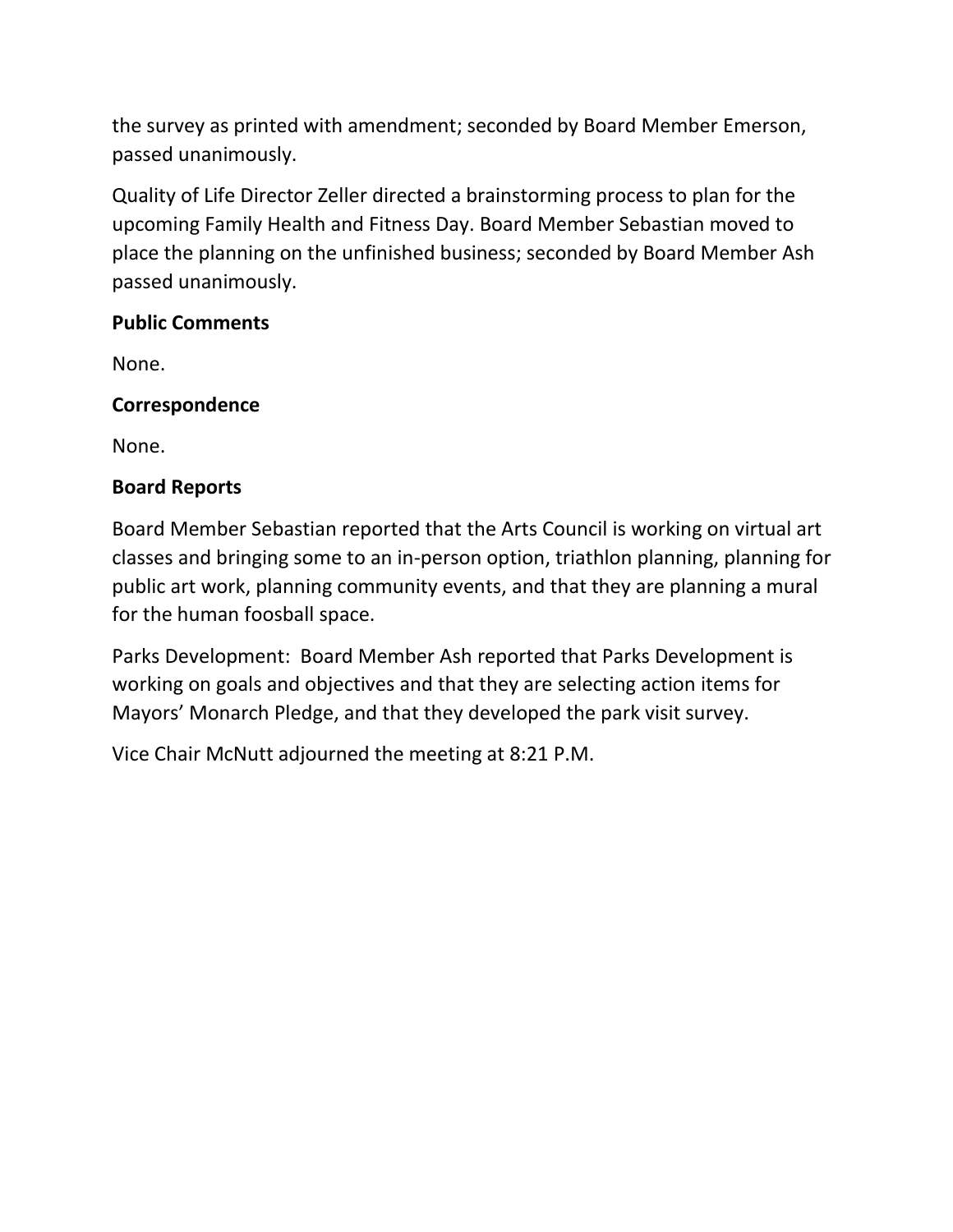the survey as printed with amendment; seconded by Board Member Emerson, passed unanimously.

Quality of Life Director Zeller directed a brainstorming process to plan for the upcoming Family Health and Fitness Day. Board Member Sebastian moved to place the planning on the unfinished business; seconded by Board Member Ash passed unanimously.

**Public Comments**

None.

**Correspondence**

None.

**Board Reports**

Board Member Sebastian reported that the Arts Council is working on virtual art classes and bringing some to an in-person option, triathlon planning, planning for public art work, planning community events, and that they are planning a mural for the human foosball space.

Parks Development: Board Member Ash reported that Parks Development is working on goals and objectives and that they are selecting action items for Mayors' Monarch Pledge, and that they developed the park visit survey.

Vice Chair McNutt adjourned the meeting at 8:21 P.M.